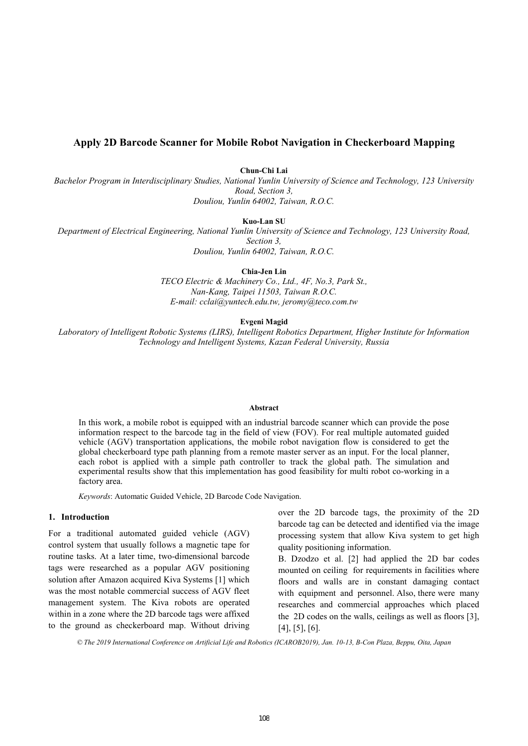# Apply 2D Barcode Scanner for Mobile Robot Navigation in Checkerboard Mapping

**Chun-Chi Lai**

*Bachelor Program in Interdisciplinary Studies, National Yunlin University of Science and Technology, 123 University Road, Section 3,*
*Douliou, Yunlin 64002, Taiwan, R.O.C.*

**Kuo-Lan SU**

*Department of Electrical Engineering, National Yunlin University of Science and Technology, 123 University Road, Section 3,*
*Douliou, Yunlin 64002, Taiwan, R.O.C.*

**Chia-Jen Lin**

*TECO Electric & Machinery Co., Ltd., 4F, No.3, Park St.,*
*Nan-Kang, Taipei 11503, Taiwan R.O.C.*
*E-mail: cclai@yuntech.edu.tw, jeromy@teco.com.tw*

**Evgeni Magid**

*Laboratory of Intelligent Robotic Systems (LIRS), Intelligent Robotics Department, Higher Institute for Information Technology and Intelligent Systems, Kazan Federal University, Russia*

**Abstract**

In this work, a mobile robot is equipped with an industrial barcode scanner which can provide the pose information respect to the barcode tag in the field of view (FOV). For real multiple automated guided vehicle (AGV) transportation applications, the mobile robot navigation flow is considered to get the global checkerboard type path planning from a remote master server as an input. For the local planner, each robot is applied with a simple path controller to track the global path. The simulation and experimental results show that this implementation has good feasibility for multi robot co-working in a factory area.

*Keywords*: Automatic Guided Vehicle, 2D Barcode Code Navigation.

## 1. Introduction

For a traditional automated guided vehicle (AGV) control system that usually follows a magnetic tape for routine tasks. At a later time, two-dimensional barcode tags were researched as a popular AGV positioning solution after Amazon acquired Kiva Systems [1] which was the most notable commercial success of AGV fleet management system. The Kiva robots are operated within in a zone where the 2D barcode tags were affixed to the ground as checkerboard map. Without driving over the 2D barcode tags, the proximity of the 2D barcode tag can be detected and identified via the image processing system that allow Kiva system to get high quality positioning information.

B. Dzodzo et al. [2] had applied the 2D bar codes mounted on ceiling for requirements in facilities where floors and walls are in constant damaging contact with equipment and personnel. Also, there were many researches and commercial approaches which placed the 2D codes on the walls, ceilings as well as floors [3], [4], [5], [6].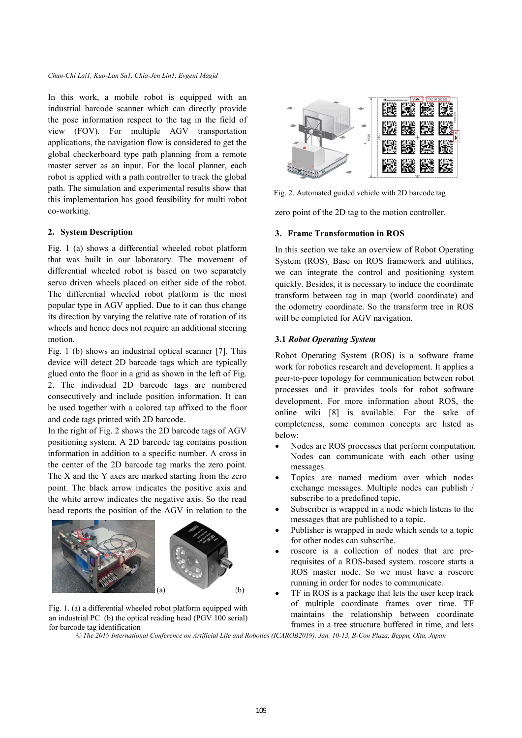In this work, a mobile robot is equipped with an industrial barcode scanner which can directly provide the pose information respect to the tag in the field of view (FOV). For multiple AGV transportation applications, the navigation flow is considered to get the global checkerboard type path planning from a remote master server as an input. For the local planner, each robot is applied with a path controller to track the global path. The simulation and experimental results show that this implementation has good feasibility for multi robot co-working.

## 2. System Description

Fig. 1 (a) shows a differential wheeled robot platform that was built in our laboratory. The movement of differential wheeled robot is based on two separately servo driven wheels placed on either side of the robot. The differential wheeled robot platform is the most popular type in AGV applied. Due to it can thus change its direction by varying the relative rate of rotation of its wheels and hence does not require an additional steering motion.

Fig. 1 (b) shows an industrial optical scanner [7]. This device will detect 2D barcode tags which are typically glued onto the floor in a grid as shown in the left of Fig. 2. The individual 2D barcode tags are numbered consecutively and include position information. It can be used together with a colored tap affixed to the floor and code tags printed with 2D barcode.

In the right of Fig. 2 shows the 2D barcode tags of AGV positioning system. A 2D barcode tag contains position information in addition to a specific number. A cross in the center of the 2D barcode tag marks the zero point. The X and the Y axes are marked starting from the zero point. The black arrow indicates the positive axis and the white arrow indicates the negative axis. So the read head reports the position of the AGV in relation to the zero point of the 2D tag to the motion controller.

Fig. 1. (a) a differential wheeled robot platform equipped with an industrial PC (b) the optical reading head (PGV 100 serial) for barcode tag identification

Fig. 2. Automated guided vehicle with 2D barcode tag

## 3. Frame Transformation in ROS

In this section we take an overview of Robot Operating System (ROS). Base on ROS framework and utilities, we can integrate the control and positioning system quickly. Besides, it is necessary to induce the coordinate transform between tag in map (world coordinate) and the odometry coordinate. So the transform tree in ROS will be completed for AGV navigation.

### 3.1 *Robot Operating System*

Robot Operating System (ROS) is a software frame work for robotics research and development. It applies a peer-to-peer topology for communication between robot processes and it provides tools for robot software development. For more information about ROS, the online wiki [8] is available. For the sake of completeness, some common concepts are listed as below:

- Nodes are ROS processes that perform computation. Nodes can communicate with each other using messages.
- Topics are named medium over which nodes exchange messages. Multiple nodes can publish / subscribe to a predefined topic.
- Subscriber is wrapped in a node which listens to the messages that are published to a topic.
- Publisher is wrapped in node which sends to a topic for other nodes can subscribe.
- roscore is a collection of nodes that are pre-requisites of a ROS-based system. roscore starts a ROS master node. So we must have a roscore running in order for nodes to communicate.
- TF in ROS is a package that lets the user keep track of multiple coordinate frames over time. TF maintains the relationship between coordinate frames in a tree structure buffered in time, and lets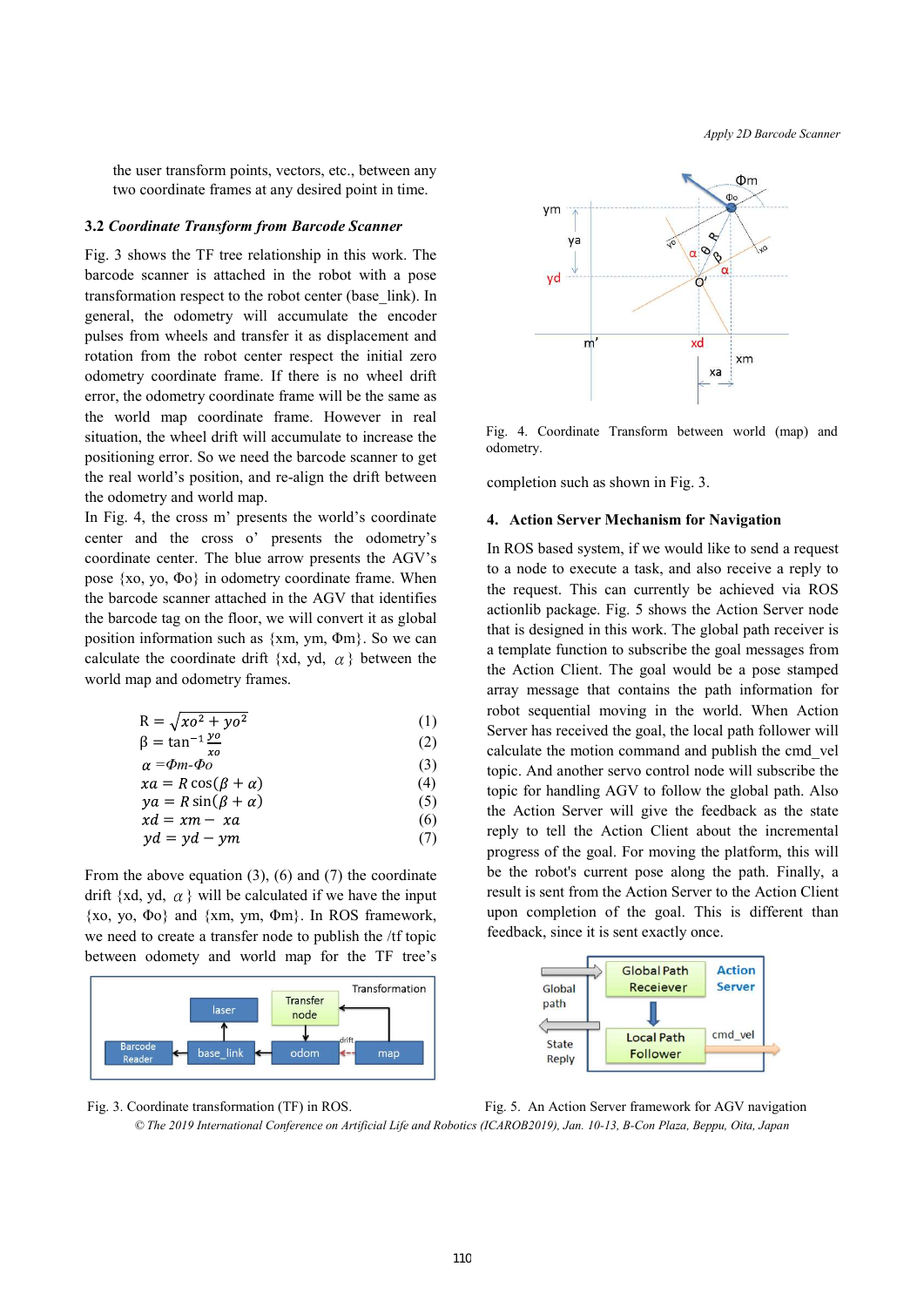the user transform points, vectors, etc., between any two coordinate frames at any desired point in time.

### 3.2 *Coordinate Transform from Barcode Scanner*

Fig. 3 shows the TF tree relationship in this work. The barcode scanner is attached in the robot with a pose transformation respect to the robot center (base_link). In general, the odometry will accumulate the encoder pulses from wheels and transfer it as displacement and rotation from the robot center respect the initial zero odometry coordinate frame. If there is no wheel drift error, the odometry coordinate frame will be the same as the world map coordinate frame. However in real situation, the wheel drift will accumulate to increase the positioning error. So we need the barcode scanner to get the real world's position, and re-align the drift between the odometry and world map.

In Fig. 4, the cross m' presents the world's coordinate center and the cross o' presents the odometry's coordinate center. The blue arrow presents the AGV's pose {xo, yo, Φo} in odometry coordinate frame. When the barcode scanner attached in the AGV that identifies the barcode tag on the floor, we will convert it as global position information such as {xm, ym, Φm}. So we can calculate the coordinate drift {xd, yd, $\alpha$} between the world map and odometry frames.

$$R = \sqrt{xo^2 + yo^2} \tag{1}$$

$$\beta = \tan^{-1}\frac{yo}{xo} \tag{2}$$

$$\alpha = \Phi m - \Phi o \tag{3}$$

$$xa = R\cos(\beta + \alpha) \tag{4}$$

$$ya = R\sin(\beta + \alpha) \tag{5}$$

$$xd = xm - xa \tag{6}$$

$$yd = yd - ym \tag{7}$$

From the above equation (3), (6) and (7) the coordinate drift {xd, yd, $\alpha$} will be calculated if we have the input {xo, yo, Φo} and {xm, ym, Φm}. In ROS framework, we need to create a transfer node to publish the /tf topic between odomety and world map for the TF tree's completion such as shown in Fig. 3.

Fig. 3. Coordinate transformation (TF) in ROS.

Fig. 4. Coordinate Transform between world (map) and odometry.

## 4. Action Server Mechanism for Navigation

In ROS based system, if we would like to send a request to a node to execute a task, and also receive a reply to the request. This can currently be achieved via ROS actionlib package. Fig. 5 shows the Action Server node that is designed in this work. The global path receiver is a template function to subscribe the goal messages from the Action Client. The goal would be a pose stamped array message that contains the path information for robot sequential moving in the world. When Action Server has received the goal, the local path follower will calculate the motion command and publish the cmd_vel topic. And another servo control node will subscribe the topic for handling AGV to follow the global path. Also the Action Server will give the feedback as the state reply to tell the Action Client about the incremental progress of the goal. For moving the platform, this will be the robot's current pose along the path. Finally, a result is sent from the Action Server to the Action Client upon completion of the goal. This is different than feedback, since it is sent exactly once.

Fig. 5. An Action Server framework for AGV navigation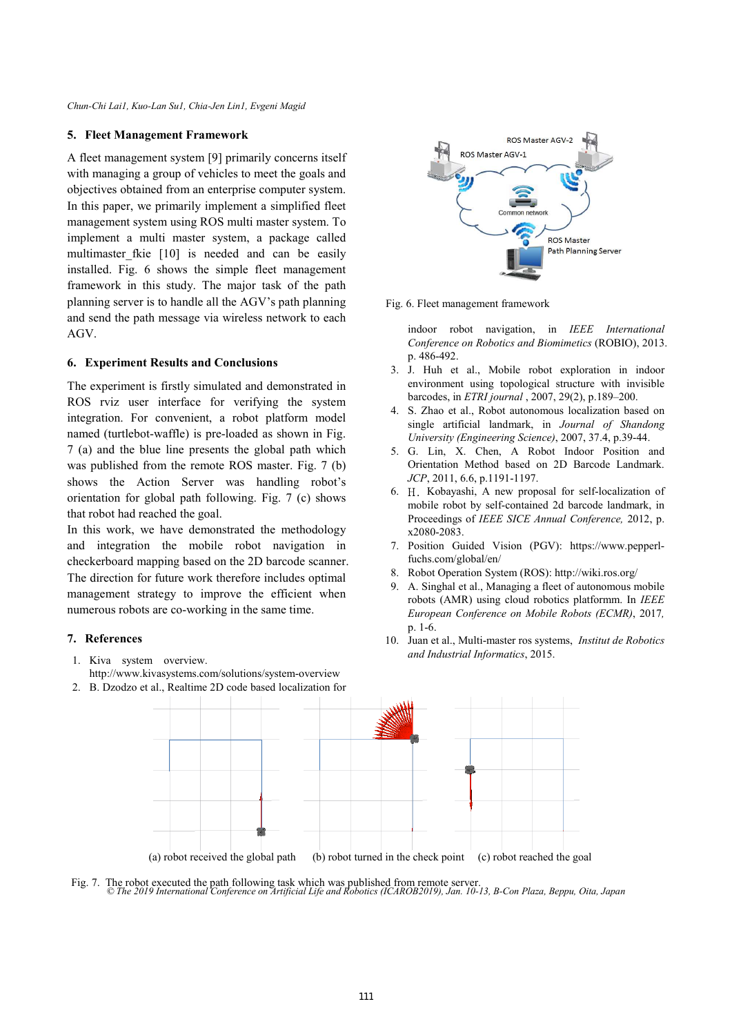## 5. Fleet Management Framework

A fleet management system [9] primarily concerns itself with managing a group of vehicles to meet the goals and objectives obtained from an enterprise computer system. In this paper, we primarily implement a simplified fleet management system using ROS multi master system. To implement a multi master system, a package called multimaster_fkie [10] is needed and can be easily installed. Fig. 6 shows the simple fleet management framework in this study. The major task of the path planning server is to handle all the AGV's path planning and send the path message via wireless network to each AGV.

ROS Master AGV-2
ROS Master AGV-1
Common network
ROS Master
Path Planning Server

Fig. 6. Fleet management framework

## 6. Experiment Results and Conclusions

The experiment is firstly simulated and demonstrated in ROS rviz user interface for verifying the system integration. For convenient, a robot platform model named (turtlebot-waffle) is pre-loaded as shown in Fig. 7 (a) and the blue line presents the global path which was published from the remote ROS master. Fig. 7 (b) shows the Action Server was handling robot's orientation for global path following. Fig. 7 (c) shows that robot had reached the goal.

In this work, we have demonstrated the methodology and integration the mobile robot navigation in checkerboard mapping based on the 2D barcode scanner. The direction for future work therefore includes optimal management strategy to improve the efficient when numerous robots are co-working in the same time.

## 7. References

1. Kiva system overview. http://www.kivasystems.com/solutions/system-overview
2. B. Dzodzo et al., Realtime 2D code based localization for indoor robot navigation, in *IEEE International Conference on Robotics and Biomimetics* (ROBIO), 2013. p. 486-492.
3. J. Huh et al., Mobile robot exploration in indoor environment using topological structure with invisible barcodes, in *ETRI journal* , 2007, 29(2), p.189–200.
4. S. Zhao et al., Robot autonomous localization based on single artificial landmark, in *Journal of Shandong University (Engineering Science)*, 2007, 37.4, p.39-44.
5. G. Lin, X. Chen, A Robot Indoor Position and Orientation Method based on 2D Barcode Landmark. *JCP*, 2011, 6.6, p.1191-1197.
6. H．Kobayashi, A new proposal for self-localization of mobile robot by self-contained 2d barcode landmark, in Proceedings of *IEEE SICE Annual Conference,* 2012, p. x2080-2083.
7. Position Guided Vision (PGV): https://www.pepperl-fuchs.com/global/en/
8. Robot Operation System (ROS): http://wiki.ros.org/
9. A. Singhal et al., Managing a fleet of autonomous mobile robots (AMR) using cloud robotics platformm. In *IEEE European Conference on Mobile Robots (ECMR)*, 2017, p. 1-6.
10. Juan et al., Multi-master ros systems, *Institut de Robotics and Industrial Informatics*, 2015.

(a) robot received the global path (b) robot turned in the check point (c) robot reached the goal

Fig. 7. The robot executed the path following task which was published from remote server.